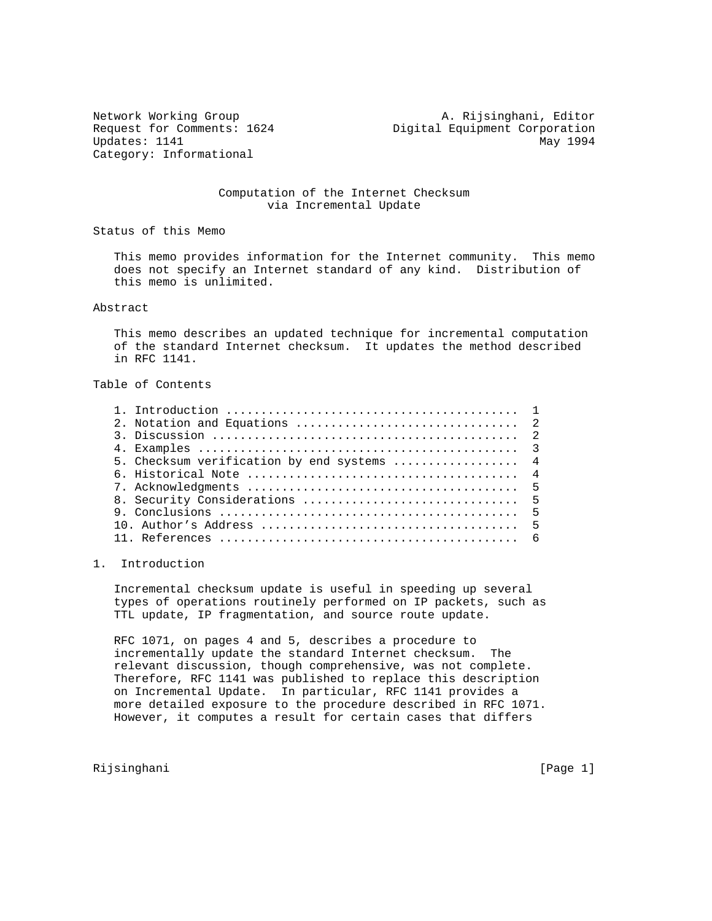Network Working Group — A. Rijsinghani, Editor
Request for Comments: 1624 — Digital Equipment Corporation
Updates: 1141 — May 1994
Category: Informational

# Computation of the Internet Checksum via Incremental Update

## Status of this Memo

This memo provides information for the Internet community. This memo does not specify an Internet standard of any kind. Distribution of this memo is unlimited.

## Abstract

This memo describes an updated technique for incremental computation of the standard Internet checksum. It updates the method described in RFC 1141.

## Table of Contents

1. Introduction .......................................... 1
2. Notation and Equations ................................ 2
3. Discussion ............................................ 2
4. Examples .............................................. 3
5. Checksum verification by end systems .................. 4
6. Historical Note ....................................... 4
7. Acknowledgments ....................................... 5
8. Security Considerations ............................... 5
9. Conclusions ........................................... 5
10. Author's Address ..................................... 5
11. References ........................................... 6

## 1. Introduction

Incremental checksum update is useful in speeding up several types of operations routinely performed on IP packets, such as TTL update, IP fragmentation, and source route update.

RFC 1071, on pages 4 and 5, describes a procedure to incrementally update the standard Internet checksum. The relevant discussion, though comprehensive, was not complete. Therefore, RFC 1141 was published to replace this description on Incremental Update. In particular, RFC 1141 provides a more detailed exposure to the procedure described in RFC 1071. However, it computes a result for certain cases that differs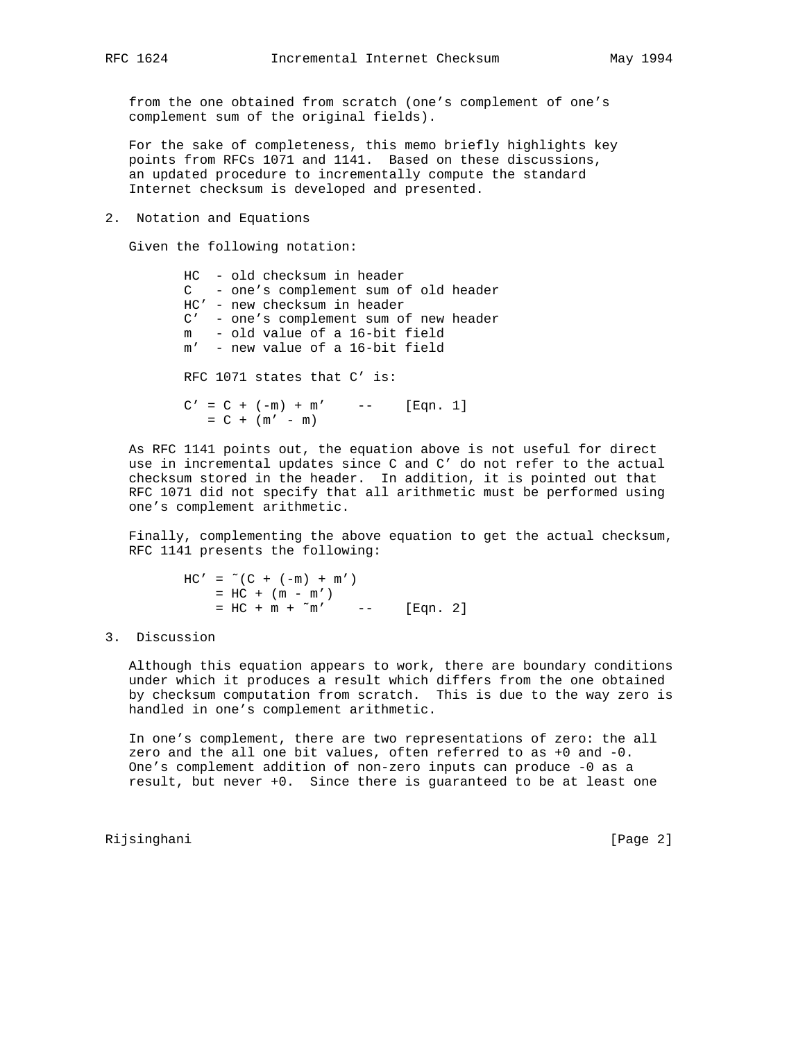from the one obtained from scratch (one's complement of one's complement sum of the original fields).

For the sake of completeness, this memo briefly highlights key points from RFCs 1071 and 1141. Based on these discussions, an updated procedure to incrementally compute the standard Internet checksum is developed and presented.

## 2. Notation and Equations

Given the following notation:

```
HC  - old checksum in header
C   - one's complement sum of old header
HC' - new checksum in header
C'  - one's complement sum of new header
m   - old value of a 16-bit field
m'  - new value of a 16-bit field
```

RFC 1071 states that C' is:

```
C' = C + (-m) + m'    --    [Eqn. 1]
   = C + (m' - m)
```

As RFC 1141 points out, the equation above is not useful for direct use in incremental updates since C and C' do not refer to the actual checksum stored in the header. In addition, it is pointed out that RFC 1071 did not specify that all arithmetic must be performed using one's complement arithmetic.

Finally, complementing the above equation to get the actual checksum, RFC 1141 presents the following:

```
HC' = ~(C + (-m) + m')
    = HC + (m - m')
    = HC + m + ~m'    --    [Eqn. 2]
```

## 3. Discussion

Although this equation appears to work, there are boundary conditions under which it produces a result which differs from the one obtained by checksum computation from scratch. This is due to the way zero is handled in one's complement arithmetic.

In one's complement, there are two representations of zero: the all zero and the all one bit values, often referred to as +0 and -0. One's complement addition of non-zero inputs can produce -0 as a result, but never +0. Since there is guaranteed to be at least one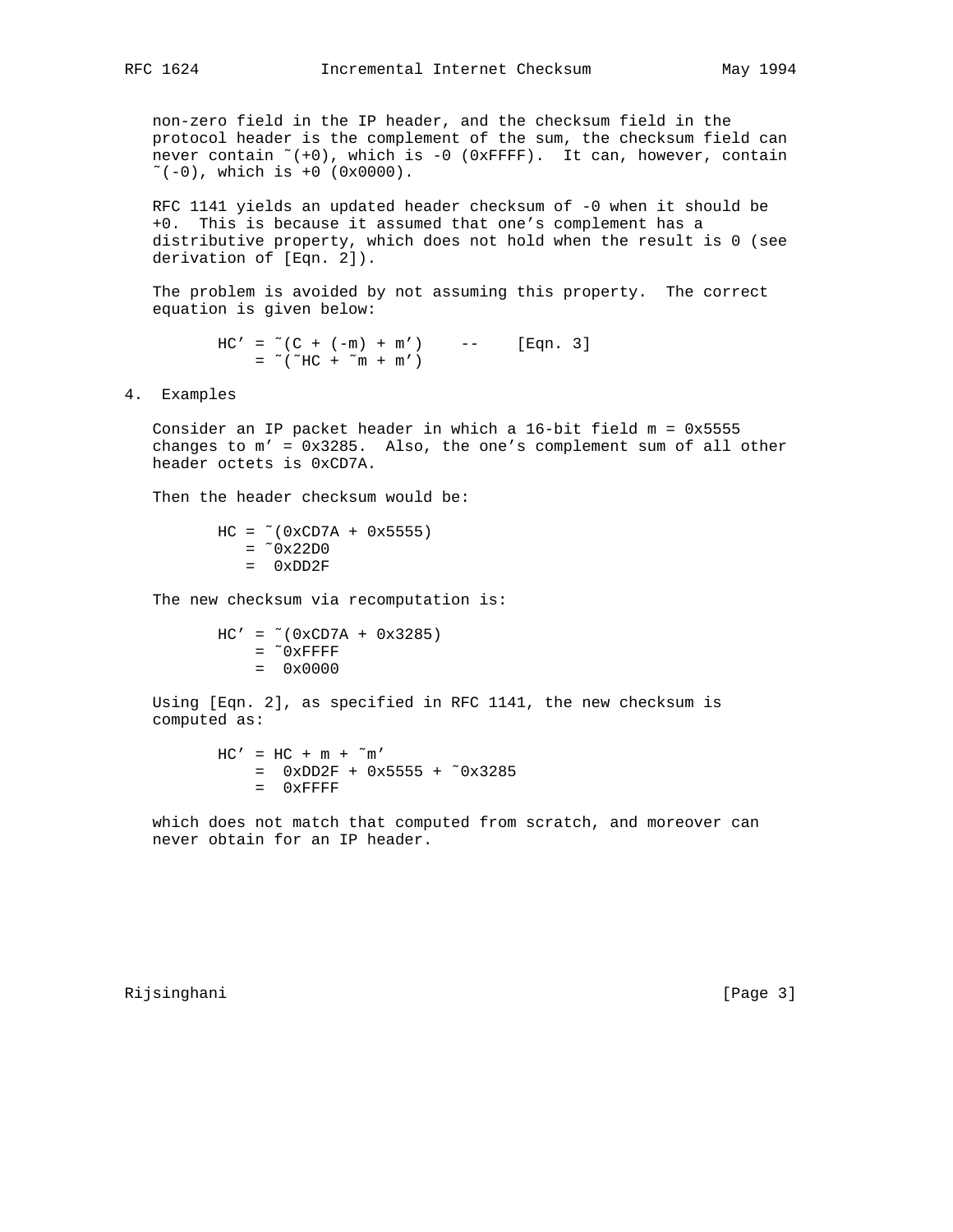non-zero field in the IP header, and the checksum field in the protocol header is the complement of the sum, the checksum field can never contain ~(+0), which is -0 (0xFFFF). It can, however, contain ~(-0), which is +0 (0x0000).

RFC 1141 yields an updated header checksum of -0 when it should be +0. This is because it assumed that one's complement has a distributive property, which does not hold when the result is 0 (see derivation of [Eqn. 2]).

The problem is avoided by not assuming this property. The correct equation is given below:

```
        HC' = ~(C + (-m) + m')    --    [Eqn. 3]
            = ~(~HC + ~m + m')
```

## 4. Examples

Consider an IP packet header in which a 16-bit field m = 0x5555 changes to m' = 0x3285. Also, the one's complement sum of all other header octets is 0xCD7A.

Then the header checksum would be:

```
        HC = ~(0xCD7A + 0x5555)
           = ~0x22D0
           =  0xDD2F
```

The new checksum via recomputation is:

```
        HC' = ~(0xCD7A + 0x3285)
            = ~0xFFFF
            =  0x0000
```

Using [Eqn. 2], as specified in RFC 1141, the new checksum is computed as:

```
        HC' = HC + m + ~m'
            =  0xDD2F + 0x5555 + ~0x3285
            =  0xFFFF
```

which does not match that computed from scratch, and moreover can never obtain for an IP header.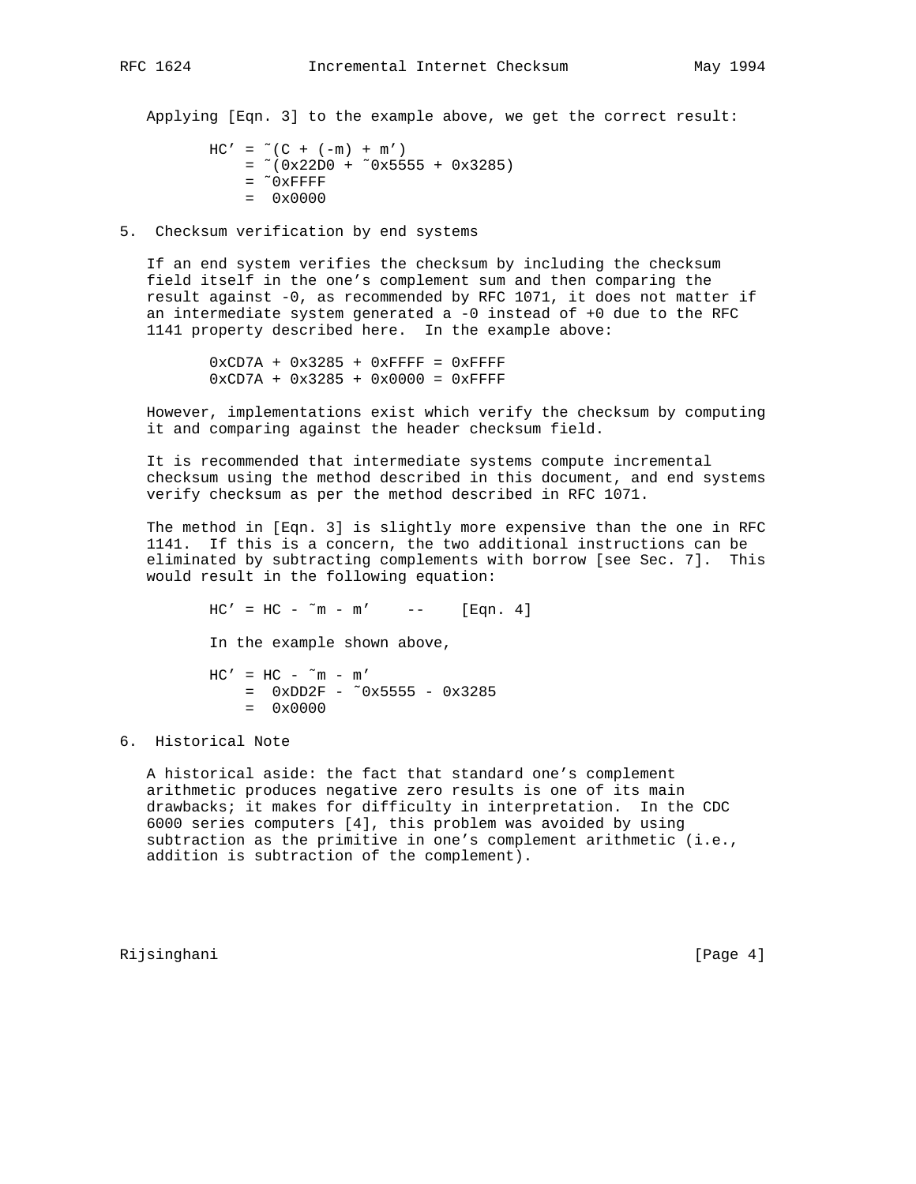Applying [Eqn. 3] to the example above, we get the correct result:

```
HC' = ~(C + (-m) + m')
    = ~(0x22D0 + ~0x5555 + 0x3285)
    = ~0xFFFF
    =  0x0000
```

## 5. Checksum verification by end systems

If an end system verifies the checksum by including the checksum field itself in the one's complement sum and then comparing the result against -0, as recommended by RFC 1071, it does not matter if an intermediate system generated a -0 instead of +0 due to the RFC 1141 property described here. In the example above:

```
0xCD7A + 0x3285 + 0xFFFF = 0xFFFF
0xCD7A + 0x3285 + 0x0000 = 0xFFFF
```

However, implementations exist which verify the checksum by computing it and comparing against the header checksum field.

It is recommended that intermediate systems compute incremental checksum using the method described in this document, and end systems verify checksum as per the method described in RFC 1071.

The method in [Eqn. 3] is slightly more expensive than the one in RFC 1141. If this is a concern, the two additional instructions can be eliminated by subtracting complements with borrow [see Sec. 7]. This would result in the following equation:

```
HC' = HC - ~m - m'    --    [Eqn. 4]
```

In the example shown above,

```
HC' = HC - ~m - m'
    =  0xDD2F - ~0x5555 - 0x3285
    =  0x0000
```

## 6. Historical Note

A historical aside: the fact that standard one's complement arithmetic produces negative zero results is one of its main drawbacks; it makes for difficulty in interpretation. In the CDC 6000 series computers [4], this problem was avoided by using subtraction as the primitive in one's complement arithmetic (i.e., addition is subtraction of the complement).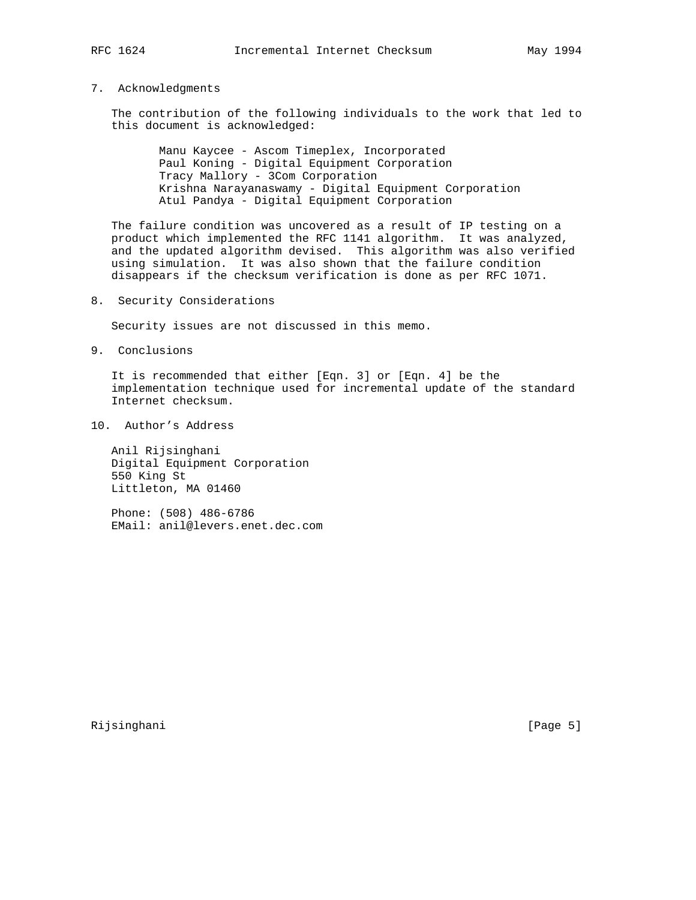## 7. Acknowledgments

The contribution of the following individuals to the work that led to this document is acknowledged:

- Manu Kaycee - Ascom Timeplex, Incorporated
- Paul Koning - Digital Equipment Corporation
- Tracy Mallory - 3Com Corporation
- Krishna Narayanaswamy - Digital Equipment Corporation
- Atul Pandya - Digital Equipment Corporation

The failure condition was uncovered as a result of IP testing on a product which implemented the RFC 1141 algorithm. It was analyzed, and the updated algorithm devised. This algorithm was also verified using simulation. It was also shown that the failure condition disappears if the checksum verification is done as per RFC 1071.

## 8. Security Considerations

Security issues are not discussed in this memo.

## 9. Conclusions

It is recommended that either [Eqn. 3] or [Eqn. 4] be the implementation technique used for incremental update of the standard Internet checksum.

## 10. Author's Address

Anil Rijsinghani
Digital Equipment Corporation
550 King St
Littleton, MA 01460

Phone: (508) 486-6786
EMail: anil@levers.enet.dec.com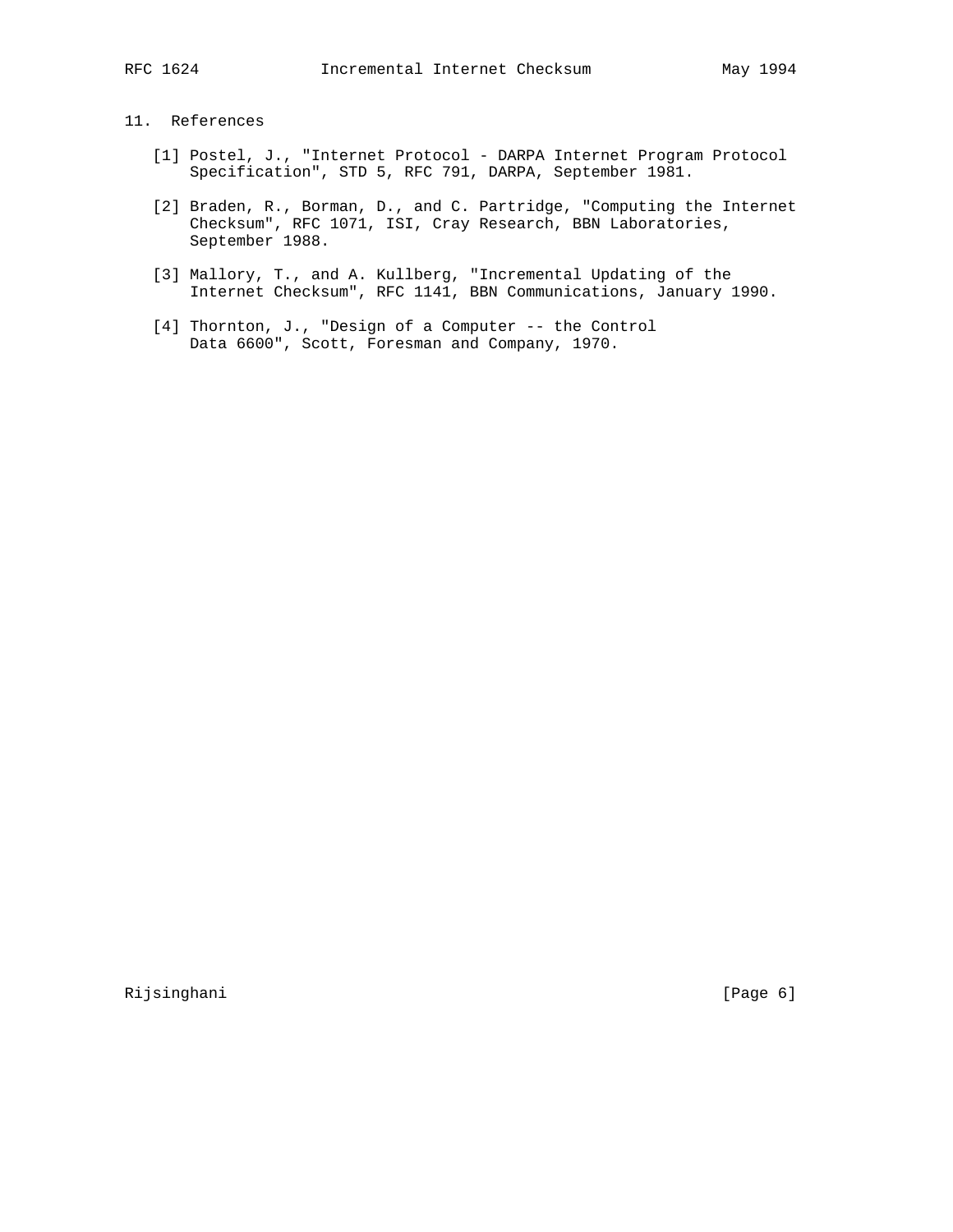## 11. References

[1] Postel, J., "Internet Protocol - DARPA Internet Program Protocol Specification", STD 5, RFC 791, DARPA, September 1981.

[2] Braden, R., Borman, D., and C. Partridge, "Computing the Internet Checksum", RFC 1071, ISI, Cray Research, BBN Laboratories, September 1988.

[3] Mallory, T., and A. Kullberg, "Incremental Updating of the Internet Checksum", RFC 1141, BBN Communications, January 1990.

[4] Thornton, J., "Design of a Computer -- the Control Data 6600", Scott, Foresman and Company, 1970.